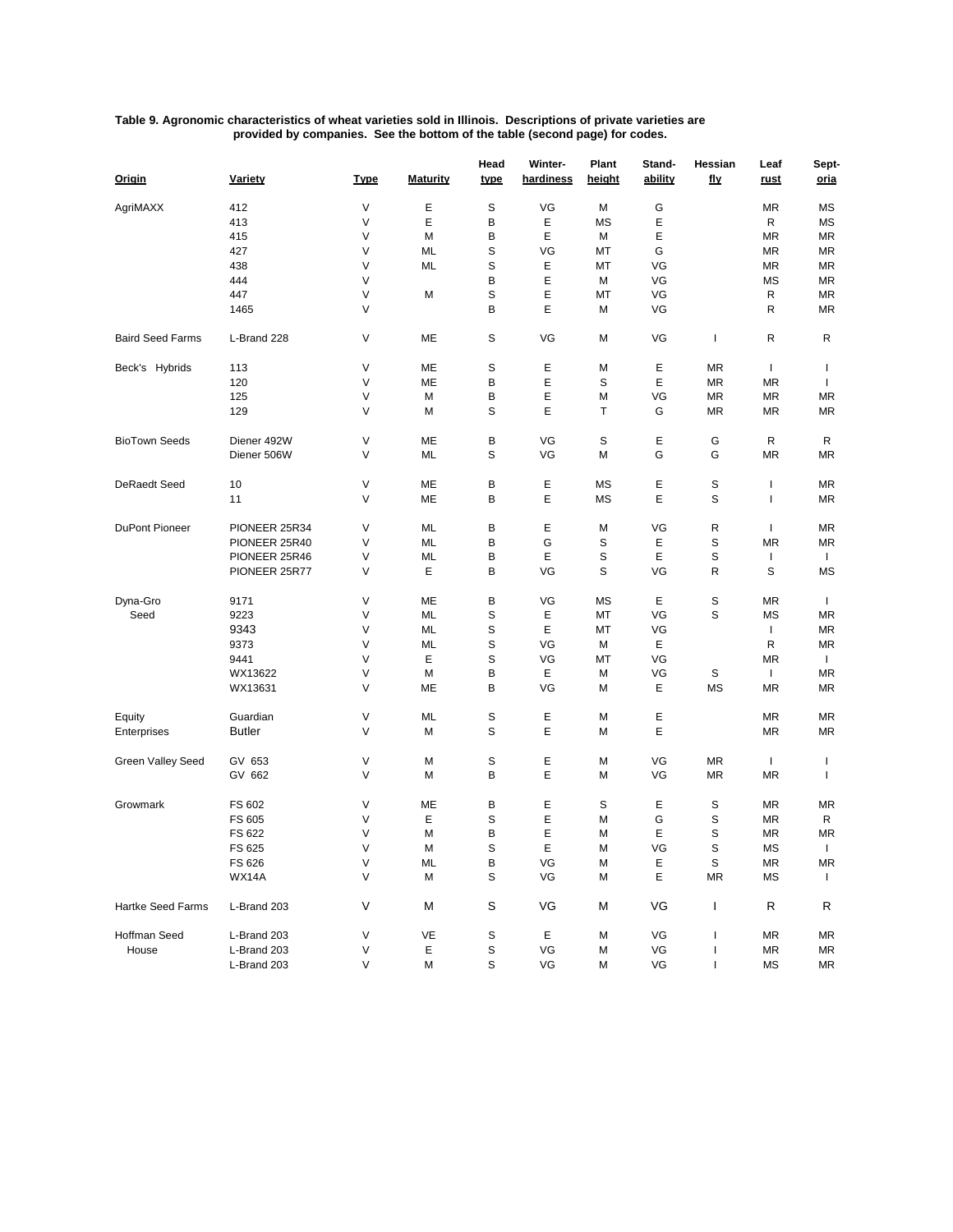**Table 9. Agronomic characteristics of wheat varieties sold in Illinois. Descriptions of private varieties are provided by companies. See the bottom of the table (second page) for codes.**

| Origin | Variety | Type | Maturity | Head type | Winter-hardiness | Plant height | Stand-ability | Hessian fly | Leaf rust | Sept-oria |
|---|---|---|---|---|---|---|---|---|---|---|
| AgriMAXX | 412 | V | E | S | VG | M | G | | MR | MS |
| | 413 | V | E | B | E | MS | E | | R | MS |
| | 415 | V | M | B | E | M | E | | MR | MR |
| | 427 | V | ML | S | VG | MT | G | | MR | MR |
| | 438 | V | ML | S | E | MT | VG | | MR | MR |
| | 444 | V | | B | E | M | VG | | MS | MR |
| | 447 | V | M | S | E | MT | VG | | R | MR |
| | 1465 | V | | B | E | M | VG | | R | MR |
| Baird Seed Farms | L-Brand 228 | V | ME | S | VG | M | VG | I | R | R |
| Beck's Hybrids | 113 | V | ME | S | E | M | E | MR | I | I |
| | 120 | V | ME | B | E | S | E | MR | MR | I |
| | 125 | V | M | B | E | M | VG | MR | MR | MR |
| | 129 | V | M | S | E | T | G | MR | MR | MR |
| BioTown Seeds | Diener 492W | V | ME | B | VG | S | E | G | R | R |
| | Diener 506W | V | ML | S | VG | M | G | G | MR | MR |
| DeRaedt Seed | 10 | V | ME | B | E | MS | E | S | I | MR |
| | 11 | V | ME | B | E | MS | E | S | I | MR |
| DuPont Pioneer | PIONEER 25R34 | V | ML | B | E | M | VG | R | I | MR |
| | PIONEER 25R40 | V | ML | B | G | S | E | S | MR | MR |
| | PIONEER 25R46 | V | ML | B | E | S | E | S | I | I |
| | PIONEER 25R77 | V | E | B | VG | S | VG | R | S | MS |
| Dyna-Gro Seed | 9171 | V | ME | B | VG | MS | E | S | MR | I |
| | 9223 | V | ML | S | E | MT | VG | S | MS | MR |
| | 9343 | V | ML | S | E | MT | VG | | I | MR |
| | 9373 | V | ML | S | VG | M | E | | R | MR |
| | 9441 | V | E | S | VG | MT | VG | | MR | I |
| | WX13622 | V | M | B | E | M | VG | S | I | MR |
| | WX13631 | V | ME | B | VG | M | E | MS | MR | MR |
| Equity Enterprises | Guardian | V | ML | S | E | M | E | | MR | MR |
| | Butler | V | M | S | E | M | E | | MR | MR |
| Green Valley Seed | GV 653 | V | M | S | E | M | VG | MR | I | I |
| | GV 662 | V | M | B | E | M | VG | MR | MR | I |
| Growmark | FS 602 | V | ME | B | E | S | E | S | MR | MR |
| | FS 605 | V | E | S | E | M | G | S | MR | R |
| | FS 622 | V | M | B | E | M | E | S | MR | MR |
| | FS 625 | V | M | S | E | M | VG | S | MS | I |
| | FS 626 | V | ML | B | VG | M | E | S | MR | MR |
| | WX14A | V | M | S | VG | M | E | MR | MS | I |
| Hartke Seed Farms | L-Brand 203 | V | M | S | VG | M | VG | I | R | R |
| Hoffman Seed House | L-Brand 203 | V | VE | S | E | M | VG | I | MR | MR |
| | L-Brand 203 | V | E | S | VG | M | VG | I | MR | MR |
| | L-Brand 203 | V | M | S | VG | M | VG | I | MS | MR |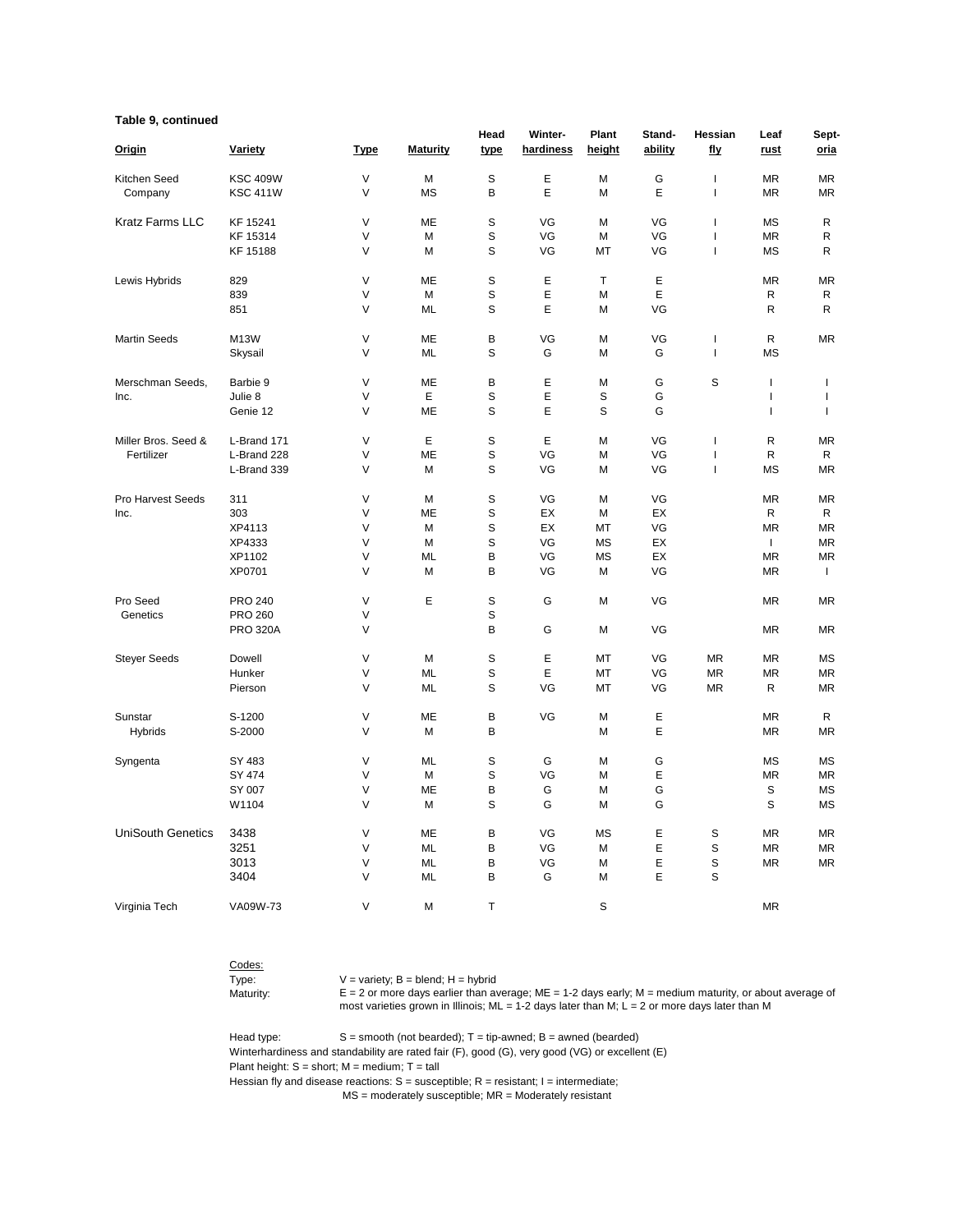**Table 9, continued**

| Origin | Variety | Type | Maturity | Head type | Winter-hardiness | Plant height | Stand-ability | Hessian fly | Leaf rust | Sept-oria |
|---|---|---|---|---|---|---|---|---|---|---|
| Kitchen Seed Company | KSC 409W | V | M | S | E | M | G | I | MR | MR |
| | KSC 411W | V | MS | B | E | M | E | I | MR | MR |
| Kratz Farms LLC | KF 15241 | V | ME | S | VG | M | VG | I | MS | R |
| | KF 15314 | V | M | S | VG | M | VG | I | MR | R |
| | KF 15188 | V | M | S | VG | MT | VG | I | MS | R |
| Lewis Hybrids | 829 | V | ME | S | E | T | E | | MR | MR |
| | 839 | V | M | S | E | M | E | | R | R |
| | 851 | V | ML | S | E | M | VG | | R | R |
| Martin Seeds | M13W | V | ME | B | VG | M | VG | I | R | MR |
| | Skysail | V | ML | S | G | M | G | I | MS | |
| Merschman Seeds, Inc. | Barbie 9 | V | ME | B | E | M | G | S | I | I |
| | Julie 8 | V | E | S | E | S | G | | I | I |
| | Genie 12 | V | ME | S | E | S | G | | I | I |
| Miller Bros. Seed & Fertilizer | L-Brand 171 | V | E | S | E | M | VG | I | R | MR |
| | L-Brand 228 | V | ME | S | VG | M | VG | I | R | R |
| | L-Brand 339 | V | M | S | VG | M | VG | I | MS | MR |
| Pro Harvest Seeds Inc. | 311 | V | M | S | VG | M | VG | | MR | MR |
| | 303 | V | ME | S | EX | M | EX | | R | R |
| | XP4113 | V | M | S | EX | MT | VG | | MR | MR |
| | XP4333 | V | M | S | VG | MS | EX | | I | MR |
| | XP1102 | V | ML | B | VG | MS | EX | | MR | MR |
| | XP0701 | V | M | B | VG | M | VG | | MR | I |
| Pro Seed Genetics | PRO 240 | V | E | S | G | M | VG | | MR | MR |
| | PRO 260 | V | | S | | | | | | |
| | PRO 320A | V | | B | G | M | VG | | MR | MR |
| Steyer Seeds | Dowell | V | M | S | E | MT | VG | MR | MR | MS |
| | Hunker | V | ML | S | E | MT | VG | MR | MR | MR |
| | Pierson | V | ML | S | VG | MT | VG | MR | R | MR |
| Sunstar Hybrids | S-1200 | V | ME | B | VG | M | E | | MR | R |
| | S-2000 | V | M | B | | M | E | | MR | MR |
| Syngenta | SY 483 | V | ML | S | G | M | G | | MS | MS |
| | SY 474 | V | M | S | VG | M | E | | MR | MR |
| | SY 007 | V | ME | B | G | M | G | | S | MS |
| | W1104 | V | M | S | G | M | G | | S | MS |
| UniSouth Genetics | 3438 | V | ME | B | VG | MS | E | S | MR | MR |
| | 3251 | V | ML | B | VG | M | E | S | MR | MR |
| | 3013 | V | ML | B | VG | M | E | S | MR | MR |
| | 3404 | V | ML | B | G | M | E | S | | |
| Virginia Tech | VA09W-73 | V | M | T | | S | | | MR | |

Codes:

Type: V = variety; B = blend; H = hybrid

Maturity: E = 2 or more days earlier than average; ME = 1-2 days early; M = medium maturity, or about average of most varieties grown in Illinois; ML = 1-2 days later than M; L = 2 or more days later than M

Head type: S = smooth (not bearded); T = tip-awned; B = awned (bearded)

Winterhardiness and standability are rated fair (F), good (G), very good (VG) or excellent (E)

Plant height: S = short; M = medium; T = tall

Hessian fly and disease reactions: S = susceptible; R = resistant; I = intermediate; MS = moderately susceptible; MR = Moderately resistant